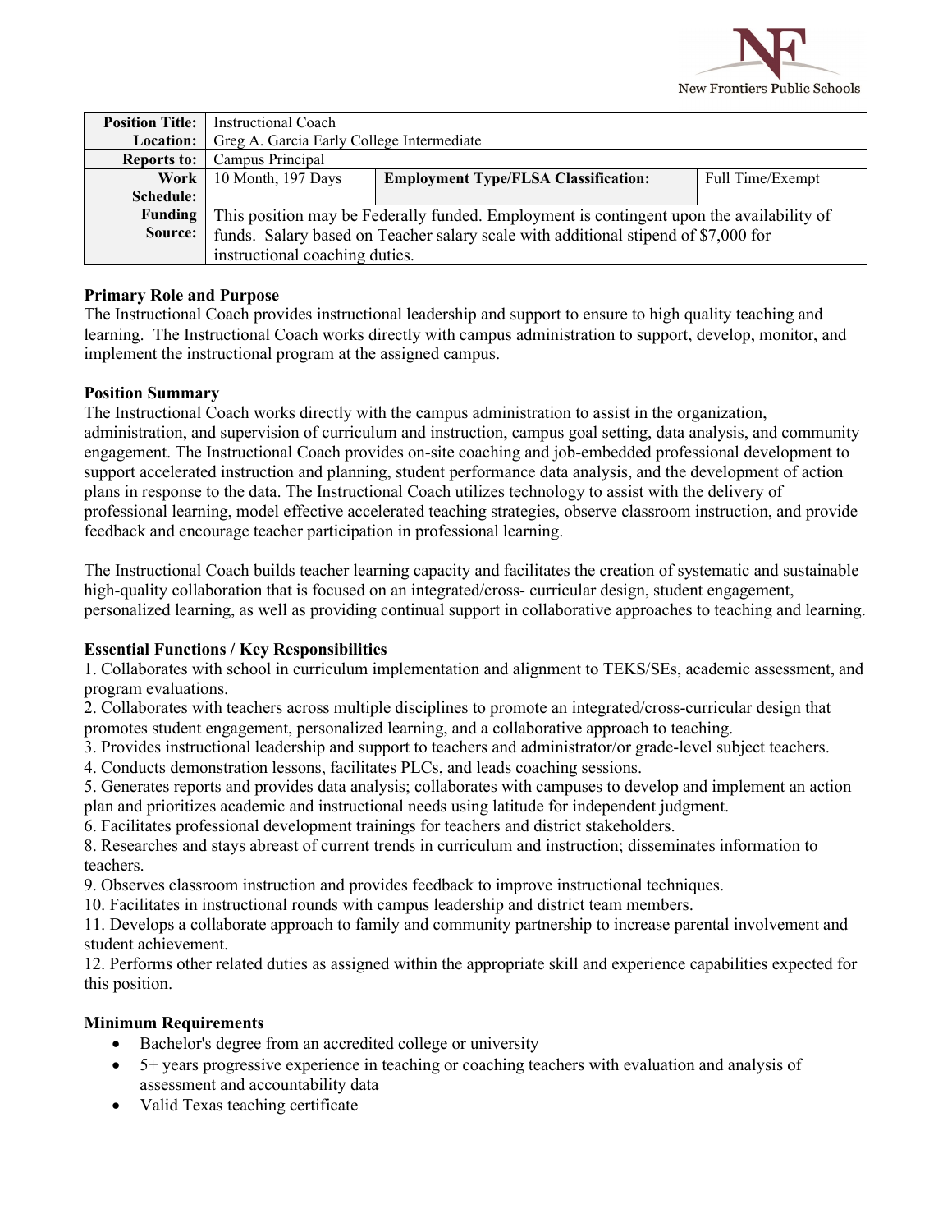New Frontiers Public Schools

| Position Title: | Instructional Coach | | |
|---|---|---|---|
| Location: | Greg A. Garcia Early College Intermediate | | |
| Reports to: | Campus Principal | | |
| Work Schedule: | 10 Month, 197 Days | Employment Type/FLSA Classification: | Full Time/Exempt |
| Funding Source: | This position may be Federally funded. Employment is contingent upon the availability of funds. Salary based on Teacher salary scale with additional stipend of $7,000 for instructional coaching duties. | | |

**Primary Role and Purpose**

The Instructional Coach provides instructional leadership and support to ensure to high quality teaching and learning. The Instructional Coach works directly with campus administration to support, develop, monitor, and implement the instructional program at the assigned campus.

**Position Summary**

The Instructional Coach works directly with the campus administration to assist in the organization, administration, and supervision of curriculum and instruction, campus goal setting, data analysis, and community engagement. The Instructional Coach provides on-site coaching and job-embedded professional development to support accelerated instruction and planning, student performance data analysis, and the development of action plans in response to the data. The Instructional Coach utilizes technology to assist with the delivery of professional learning, model effective accelerated teaching strategies, observe classroom instruction, and provide feedback and encourage teacher participation in professional learning.

The Instructional Coach builds teacher learning capacity and facilitates the creation of systematic and sustainable high-quality collaboration that is focused on an integrated/cross- curricular design, student engagement, personalized learning, as well as providing continual support in collaborative approaches to teaching and learning.

**Essential Functions / Key Responsibilities**

1. Collaborates with school in curriculum implementation and alignment to TEKS/SEs, academic assessment, and program evaluations.
2. Collaborates with teachers across multiple disciplines to promote an integrated/cross-curricular design that promotes student engagement, personalized learning, and a collaborative approach to teaching.
3. Provides instructional leadership and support to teachers and administrator/or grade-level subject teachers.
4. Conducts demonstration lessons, facilitates PLCs, and leads coaching sessions.
5. Generates reports and provides data analysis; collaborates with campuses to develop and implement an action plan and prioritizes academic and instructional needs using latitude for independent judgment.
6. Facilitates professional development trainings for teachers and district stakeholders.
8. Researches and stays abreast of current trends in curriculum and instruction; disseminates information to teachers.
9. Observes classroom instruction and provides feedback to improve instructional techniques.
10. Facilitates in instructional rounds with campus leadership and district team members.
11. Develops a collaborate approach to family and community partnership to increase parental involvement and student achievement.
12. Performs other related duties as assigned within the appropriate skill and experience capabilities expected for this position.

**Minimum Requirements**

- Bachelor's degree from an accredited college or university
- 5+ years progressive experience in teaching or coaching teachers with evaluation and analysis of assessment and accountability data
- Valid Texas teaching certificate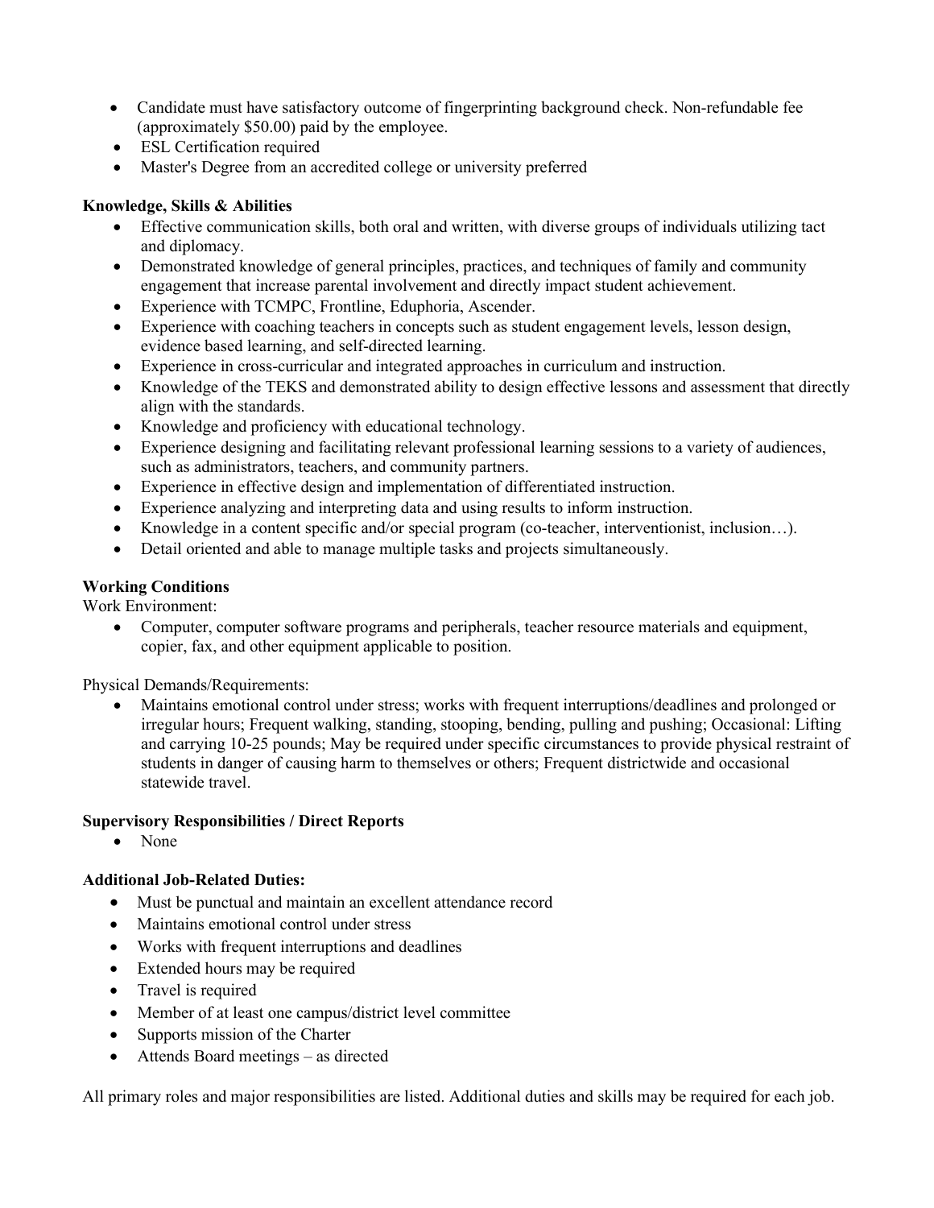- Candidate must have satisfactory outcome of fingerprinting background check. Non-refundable fee (approximately $50.00) paid by the employee.
- ESL Certification required
- Master's Degree from an accredited college or university preferred

**Knowledge, Skills & Abilities**

- Effective communication skills, both oral and written, with diverse groups of individuals utilizing tact and diplomacy.
- Demonstrated knowledge of general principles, practices, and techniques of family and community engagement that increase parental involvement and directly impact student achievement.
- Experience with TCMPC, Frontline, Eduphoria, Ascender.
- Experience with coaching teachers in concepts such as student engagement levels, lesson design, evidence based learning, and self-directed learning.
- Experience in cross-curricular and integrated approaches in curriculum and instruction.
- Knowledge of the TEKS and demonstrated ability to design effective lessons and assessment that directly align with the standards.
- Knowledge and proficiency with educational technology.
- Experience designing and facilitating relevant professional learning sessions to a variety of audiences, such as administrators, teachers, and community partners.
- Experience in effective design and implementation of differentiated instruction.
- Experience analyzing and interpreting data and using results to inform instruction.
- Knowledge in a content specific and/or special program (co-teacher, interventionist, inclusion…).
- Detail oriented and able to manage multiple tasks and projects simultaneously.

**Working Conditions**

Work Environment:

- Computer, computer software programs and peripherals, teacher resource materials and equipment, copier, fax, and other equipment applicable to position.

Physical Demands/Requirements:

- Maintains emotional control under stress; works with frequent interruptions/deadlines and prolonged or irregular hours; Frequent walking, standing, stooping, bending, pulling and pushing; Occasional: Lifting and carrying 10-25 pounds; May be required under specific circumstances to provide physical restraint of students in danger of causing harm to themselves or others; Frequent districtwide and occasional statewide travel.

**Supervisory Responsibilities / Direct Reports**

- None

**Additional Job-Related Duties:**

- Must be punctual and maintain an excellent attendance record
- Maintains emotional control under stress
- Works with frequent interruptions and deadlines
- Extended hours may be required
- Travel is required
- Member of at least one campus/district level committee
- Supports mission of the Charter
- Attends Board meetings – as directed

All primary roles and major responsibilities are listed. Additional duties and skills may be required for each job.